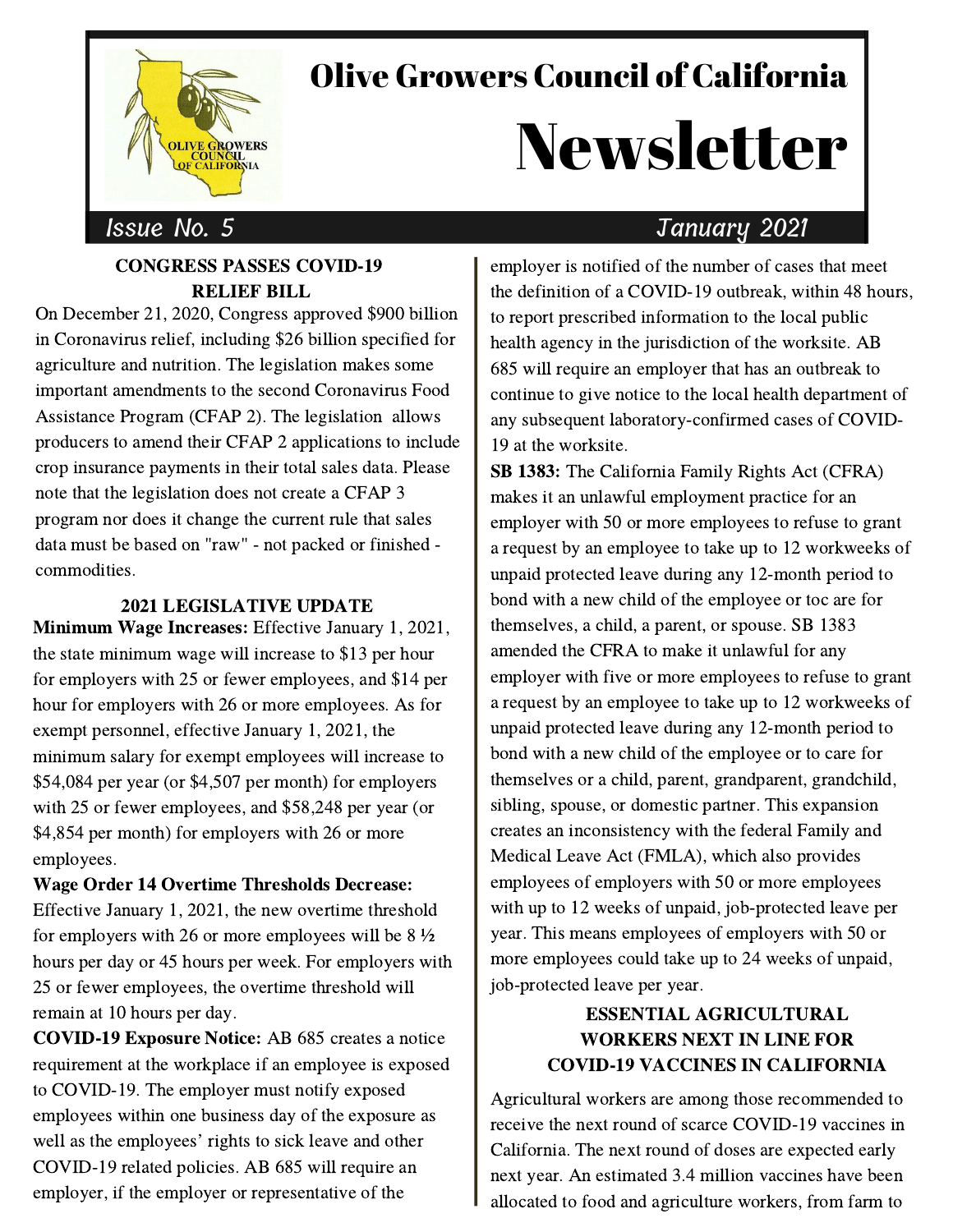# Olive Growers Council of California

# Newsletter

*Issue No. 5* — *January 2021*

## CONGRESS PASSES COVID-19 RELIEF BILL

On December 21, 2020, Congress approved $900 billion in Coronavirus relief, including $26 billion specified for agriculture and nutrition. The legislation makes some important amendments to the second Coronavirus Food Assistance Program (CFAP 2). The legislation allows producers to amend their CFAP 2 applications to include crop insurance payments in their total sales data. Please note that the legislation does not create a CFAP 3 program nor does it change the current rule that sales data must be based on "raw" - not packed or finished - commodities.

## 2021 LEGISLATIVE UPDATE

**Minimum Wage Increases:** Effective January 1, 2021, the state minimum wage will increase to $13 per hour for employers with 25 or fewer employees, and $14 per hour for employers with 26 or more employees. As for exempt personnel, effective January 1, 2021, the minimum salary for exempt employees will increase to $54,084 per year (or $4,507 per month) for employers with 25 or fewer employees, and $58,248 per year (or $4,854 per month) for employers with 26 or more employees.

**Wage Order 14 Overtime Thresholds Decrease:** Effective January 1, 2021, the new overtime threshold for employers with 26 or more employees will be 8 ½ hours per day or 45 hours per week. For employers with 25 or fewer employees, the overtime threshold will remain at 10 hours per day.

**COVID-19 Exposure Notice:** AB 685 creates a notice requirement at the workplace if an employee is exposed to COVID-19. The employer must notify exposed employees within one business day of the exposure as well as the employees' rights to sick leave and other COVID-19 related policies. AB 685 will require an employer, if the employer or representative of the employer is notified of the number of cases that meet the definition of a COVID-19 outbreak, within 48 hours, to report prescribed information to the local public health agency in the jurisdiction of the worksite. AB 685 will require an employer that has an outbreak to continue to give notice to the local health department of any subsequent laboratory-confirmed cases of COVID-19 at the worksite.

**SB 1383:** The California Family Rights Act (CFRA) makes it an unlawful employment practice for an employer with 50 or more employees to refuse to grant a request by an employee to take up to 12 workweeks of unpaid protected leave during any 12-month period to bond with a new child of the employee or toc are for themselves, a child, a parent, or spouse. SB 1383 amended the CFRA to make it unlawful for any employer with five or more employees to refuse to grant a request by an employee to take up to 12 workweeks of unpaid protected leave during any 12-month period to bond with a new child of the employee or to care for themselves or a child, parent, grandparent, grandchild, sibling, spouse, or domestic partner. This expansion creates an inconsistency with the federal Family and Medical Leave Act (FMLA), which also provides employees of employers with 50 or more employees with up to 12 weeks of unpaid, job-protected leave per year. This means employees of employers with 50 or more employees could take up to 24 weeks of unpaid, job-protected leave per year.

## ESSENTIAL AGRICULTURAL WORKERS NEXT IN LINE FOR COVID-19 VACCINES IN CALIFORNIA

Agricultural workers are among those recommended to receive the next round of scarce COVID-19 vaccines in California. The next round of doses are expected early next year. An estimated 3.4 million vaccines have been allocated to food and agriculture workers, from farm to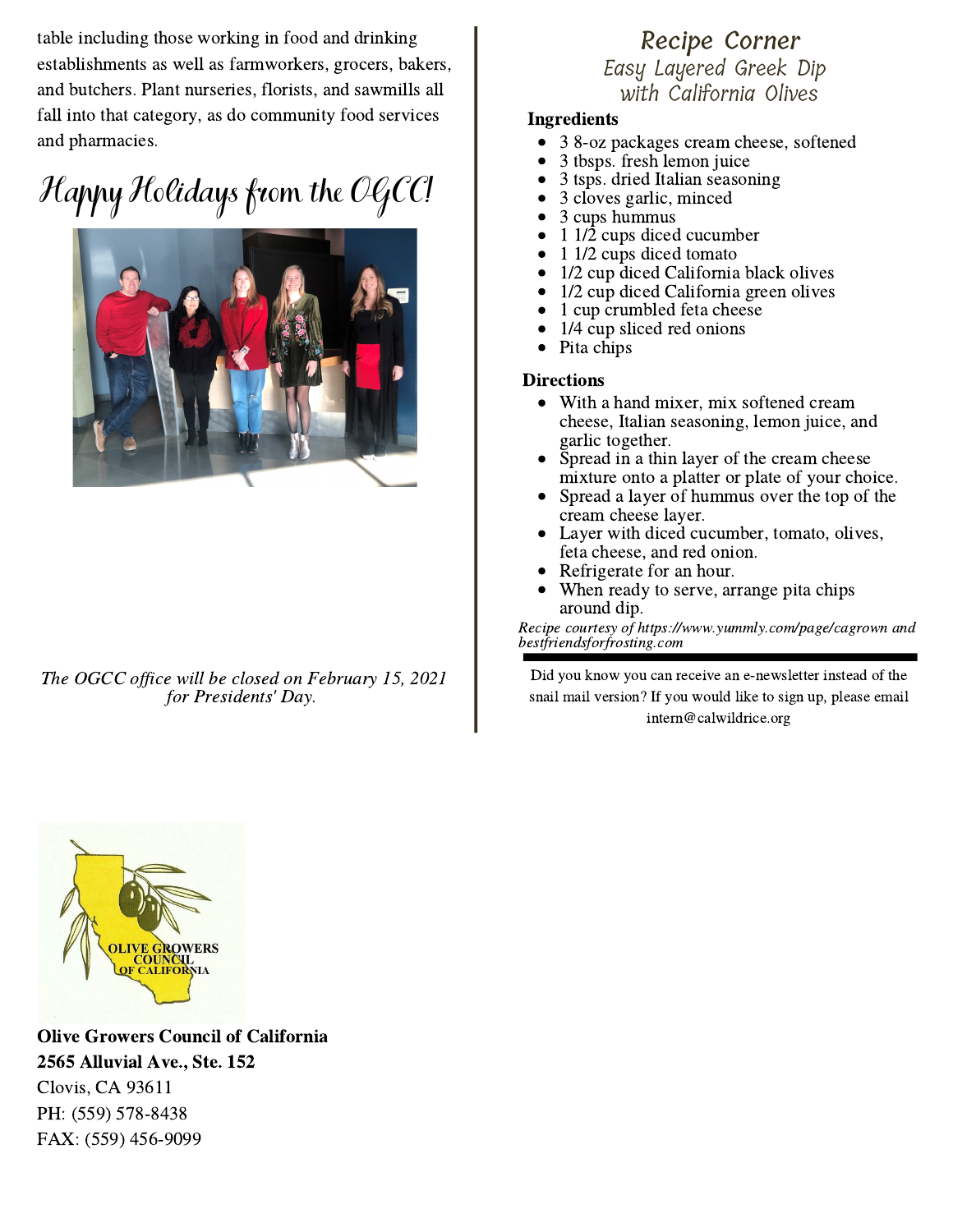table including those working in food and drinking establishments as well as farmworkers, grocers, bakers, and butchers. Plant nurseries, florists, and sawmills all fall into that category, as do community food services and pharmacies.

## Happy Holidays from the OGCC!

*The OGCC office will be closed on February 15, 2021 for Presidents' Day.*

## Recipe Corner

### Easy Layered Greek Dip with California Olives

**Ingredients**

- 3 8-oz packages cream cheese, softened
- 3 tbsps. fresh lemon juice
- 3 tsps. dried Italian seasoning
- 3 cloves garlic, minced
- 3 cups hummus
- 1 1/2 cups diced cucumber
- 1 1/2 cups diced tomato
- 1/2 cup diced California black olives
- 1/2 cup diced California green olives
- 1 cup crumbled feta cheese
- 1/4 cup sliced red onions
- Pita chips

**Directions**

- With a hand mixer, mix softened cream cheese, Italian seasoning, lemon juice, and garlic together.
- Spread in a thin layer of the cream cheese mixture onto a platter or plate of your choice.
- Spread a layer of hummus over the top of the cream cheese layer.
- Layer with diced cucumber, tomato, olives, feta cheese, and red onion.
- Refrigerate for an hour.
- When ready to serve, arrange pita chips around dip.

*Recipe courtesy of https://www.yummly.com/page/cagrown and bestfriendsforfrosting.com*

---

Did you know you can receive an e-newsletter instead of the snail mail version? If you would like to sign up, please email intern@calwildrice.org

OLIVE GROWERS COUNCIL OF CALIFORNIA

**Olive Growers Council of California**
**2565 Alluvial Ave., Ste. 152**
Clovis, CA 93611
PH: (559) 578-8438
FAX: (559) 456-9099